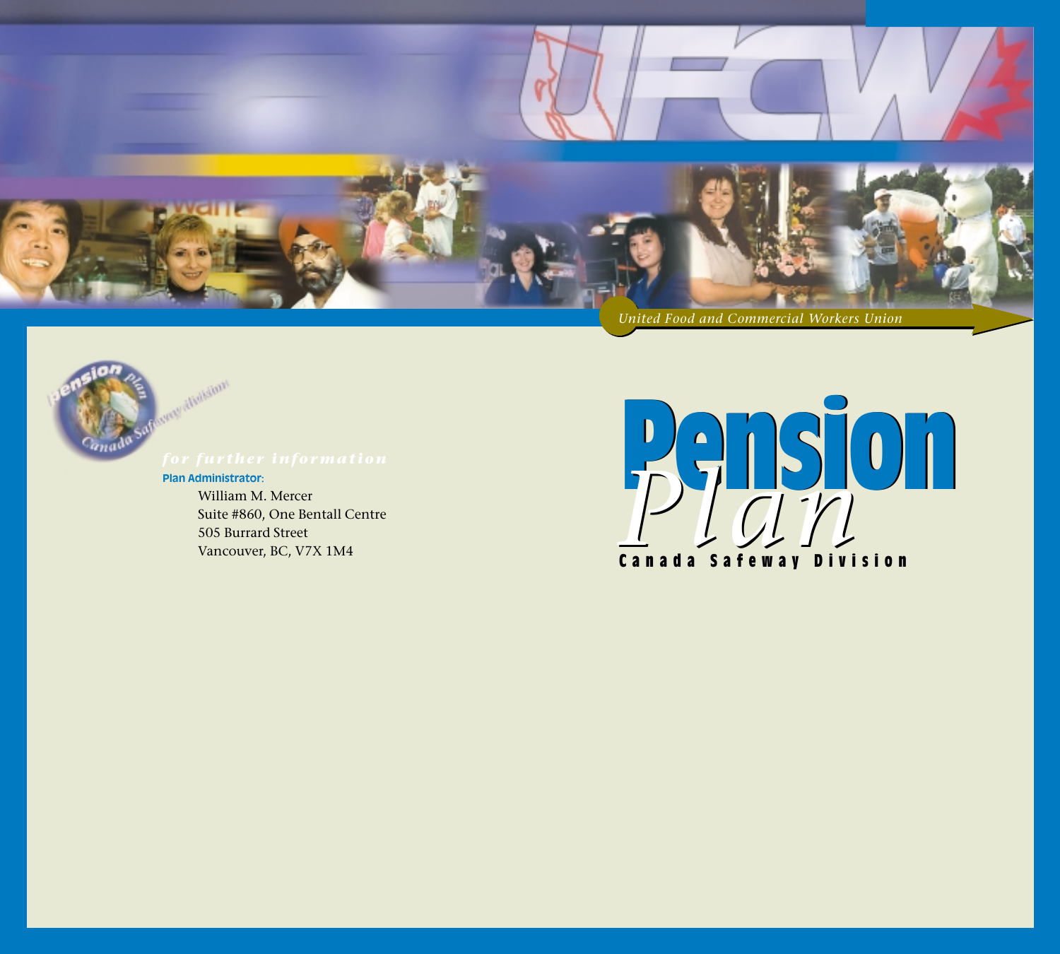United Food and Commercial Workers Union

# Pension Plan

**Canada Safeway Division**

*for further information*

**Plan Administrator:**

William M. Mercer
Suite #860, One Bentall Centre
505 Burrard Street
Vancouver, BC, V7X 1M4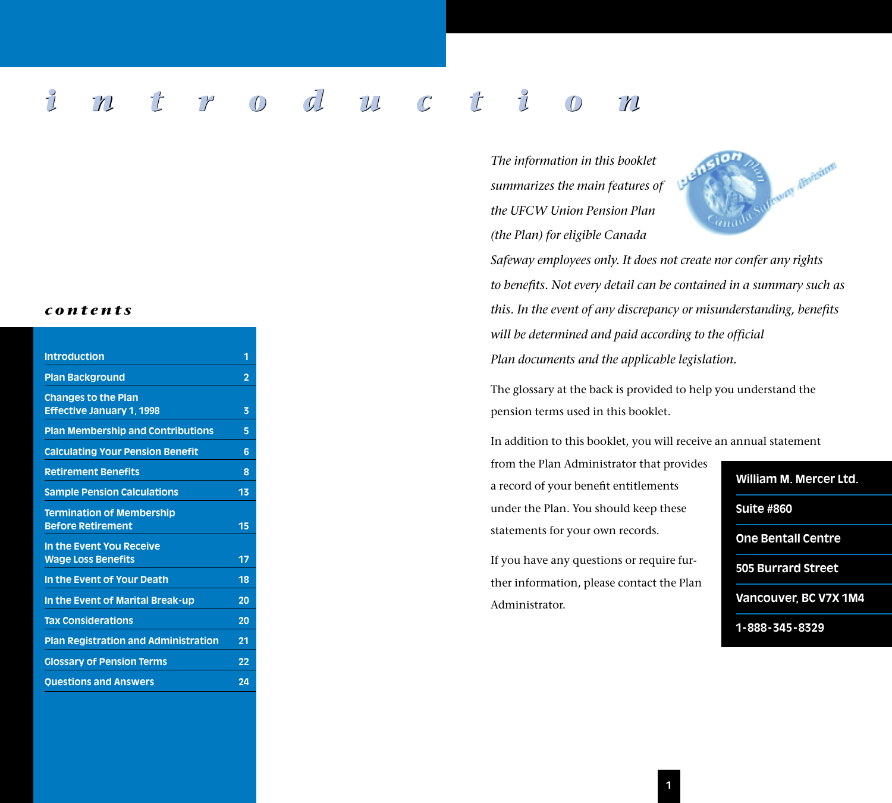# introduction

## contents

| | |
|---|---|
| Introduction | 1 |
| Plan Background | 2 |
| Changes to the Plan Effective January 1, 1998 | 3 |
| Plan Membership and Contributions | 5 |
| Calculating Your Pension Benefit | 6 |
| Retirement Benefits | 8 |
| Sample Pension Calculations | 13 |
| Termination of Membership Before Retirement | 15 |
| In the Event You Receive Wage Loss Benefits | 17 |
| In the Event of Your Death | 18 |
| In the Event of Marital Break-up | 20 |
| Tax Considerations | 20 |
| Plan Registration and Administration | 21 |
| Glossary of Pension Terms | 22 |
| Questions and Answers | 24 |

*The information in this booklet summarizes the main features of the UFCW Union Pension Plan (the Plan) for eligible Canada Safeway employees only. It does not create nor confer any rights to benefits. Not every detail can be contained in a summary such as this. In the event of any discrepancy or misunderstanding, benefits will be determined and paid according to the official Plan documents and the applicable legislation.*

The glossary at the back is provided to help you understand the pension terms used in this booklet.

In addition to this booklet, you will receive an annual statement from the Plan Administrator that provides a record of your benefit entitlements under the Plan. You should keep these statements for your own records.

If you have any questions or require further information, please contact the Plan Administrator.

**William M. Mercer Ltd.**
**Suite #860**
**One Bentall Centre**
**505 Burrard Street**
**Vancouver, BC V7X 1M4**
**1-888-345-8329**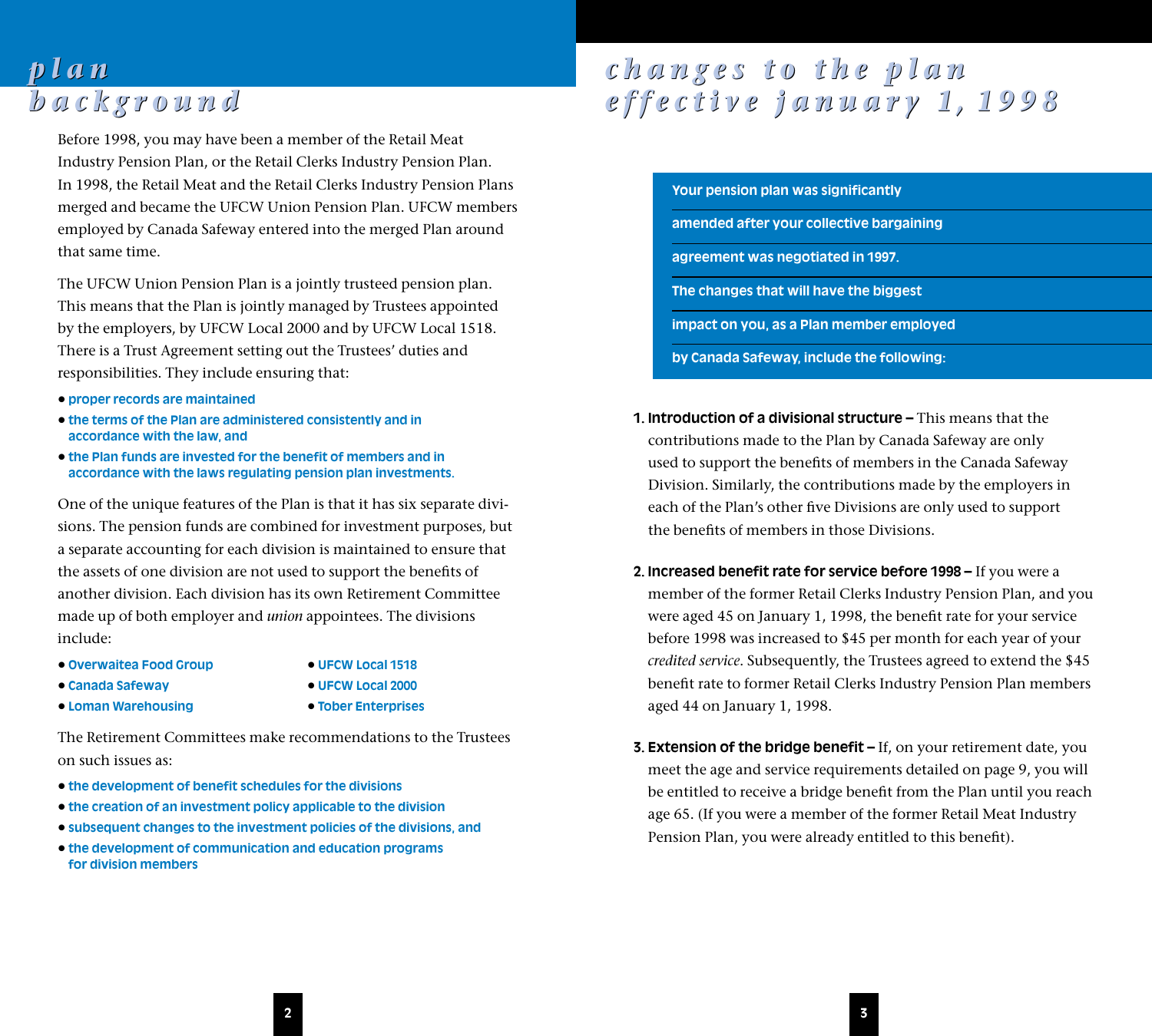# plan background

Before 1998, you may have been a member of the Retail Meat Industry Pension Plan, or the Retail Clerks Industry Pension Plan. In 1998, the Retail Meat and the Retail Clerks Industry Pension Plans merged and became the UFCW Union Pension Plan. UFCW members employed by Canada Safeway entered into the merged Plan around that same time.

The UFCW Union Pension Plan is a jointly trusteed pension plan. This means that the Plan is jointly managed by Trustees appointed by the employers, by UFCW Local 2000 and by UFCW Local 1518. There is a Trust Agreement setting out the Trustees' duties and responsibilities. They include ensuring that:

- proper records are maintained
- the terms of the Plan are administered consistently and in accordance with the law, and
- the Plan funds are invested for the benefit of members and in accordance with the laws regulating pension plan investments.

One of the unique features of the Plan is that it has six separate divisions. The pension funds are combined for investment purposes, but a separate accounting for each division is maintained to ensure that the assets of one division are not used to support the benefits of another division. Each division has its own Retirement Committee made up of both employer and *union* appointees. The divisions include:

- Overwaitea Food Group
- Canada Safeway
- Loman Warehousing
- UFCW Local 1518
- UFCW Local 2000
- Tober Enterprises

The Retirement Committees make recommendations to the Trustees on such issues as:

- the development of benefit schedules for the divisions
- the creation of an investment policy applicable to the division
- subsequent changes to the investment policies of the divisions, and
- the development of communication and education programs for division members

# changes to the plan effective january 1, 1998

**Your pension plan was significantly amended after your collective bargaining agreement was negotiated in 1997. The changes that will have the biggest impact on you, as a Plan member employed by Canada Safeway, include the following:**

1. **Introduction of a divisional structure –** This means that the contributions made to the Plan by Canada Safeway are only used to support the benefits of members in the Canada Safeway Division. Similarly, the contributions made by the employers in each of the Plan's other five Divisions are only used to support the benefits of members in those Divisions.

2. **Increased benefit rate for service before 1998 –** If you were a member of the former Retail Clerks Industry Pension Plan, and you were aged 45 on January 1, 1998, the benefit rate for your service before 1998 was increased to $45 per month for each year of your *credited service*. Subsequently, the Trustees agreed to extend the $45 benefit rate to former Retail Clerks Industry Pension Plan members aged 44 on January 1, 1998.

3. **Extension of the bridge benefit –** If, on your retirement date, you meet the age and service requirements detailed on page 9, you will be entitled to receive a bridge benefit from the Plan until you reach age 65. (If you were a member of the former Retail Meat Industry Pension Plan, you were already entitled to this benefit).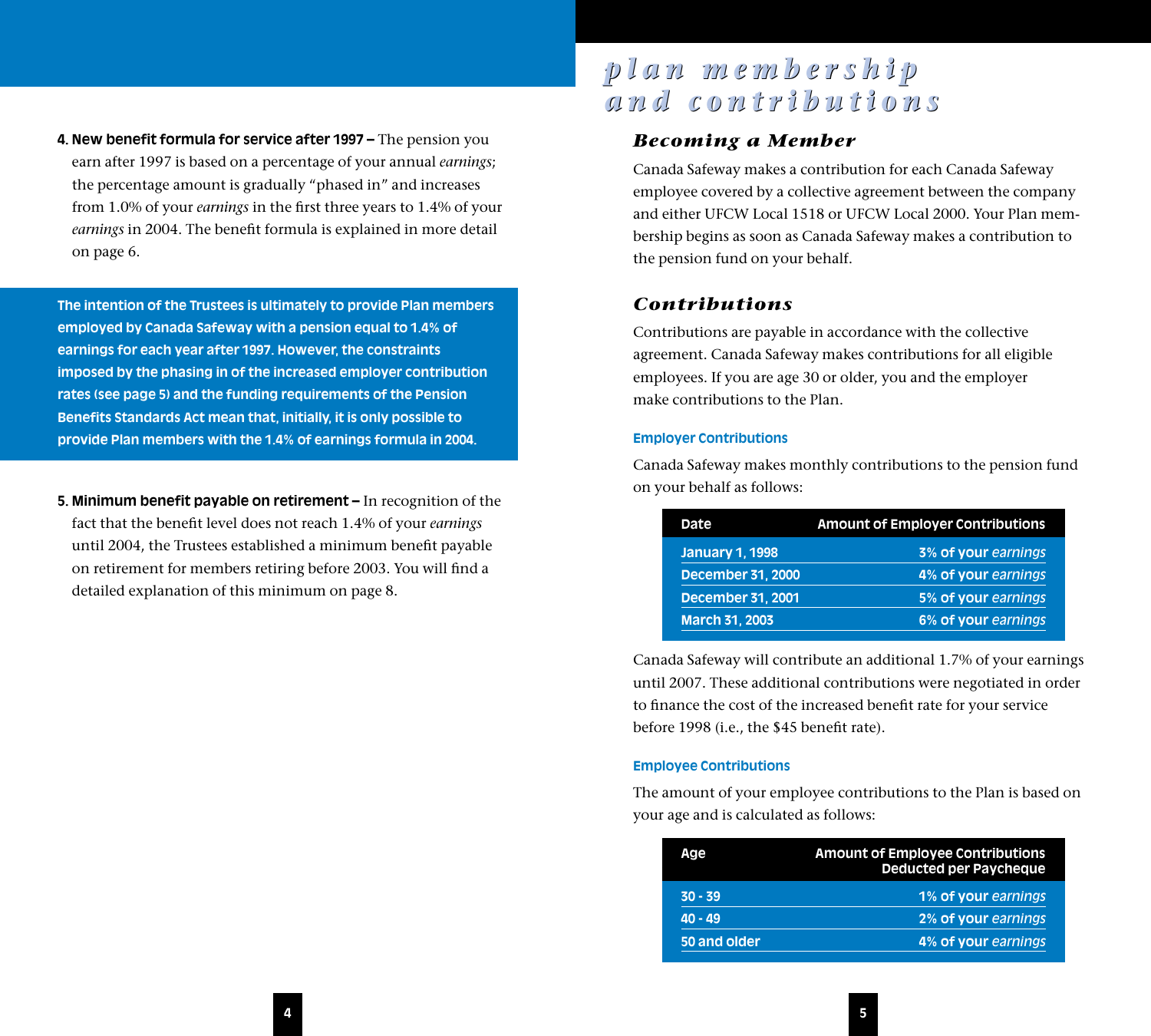4. **New benefit formula for service after 1997 –** The pension you earn after 1997 is based on a percentage of your annual *earnings*; the percentage amount is gradually "phased in" and increases from 1.0% of your *earnings* in the first three years to 1.4% of your *earnings* in 2004. The benefit formula is explained in more detail on page 6.

**The intention of the Trustees is ultimately to provide Plan members employed by Canada Safeway with a pension equal to 1.4% of earnings for each year after 1997. However, the constraints imposed by the phasing in of the increased employer contribution rates (see page 5) and the funding requirements of the Pension Benefits Standards Act mean that, initially, it is only possible to provide Plan members with the 1.4% of earnings formula in 2004.**

5. **Minimum benefit payable on retirement –** In recognition of the fact that the benefit level does not reach 1.4% of your *earnings* until 2004, the Trustees established a minimum benefit payable on retirement for members retiring before 2003. You will find a detailed explanation of this minimum on page 8.

# plan membership and contributions

## Becoming a Member

Canada Safeway makes a contribution for each Canada Safeway employee covered by a collective agreement between the company and either UFCW Local 1518 or UFCW Local 2000. Your Plan membership begins as soon as Canada Safeway makes a contribution to the pension fund on your behalf.

## Contributions

Contributions are payable in accordance with the collective agreement. Canada Safeway makes contributions for all eligible employees. If you are age 30 or older, you and the employer make contributions to the Plan.

### Employer Contributions

Canada Safeway makes monthly contributions to the pension fund on your behalf as follows:

| Date | Amount of Employer Contributions |
|---|---|
| January 1, 1998 | 3% of your *earnings* |
| December 31, 2000 | 4% of your *earnings* |
| December 31, 2001 | 5% of your *earnings* |
| March 31, 2003 | 6% of your *earnings* |

Canada Safeway will contribute an additional 1.7% of your earnings until 2007. These additional contributions were negotiated in order to finance the cost of the increased benefit rate for your service before 1998 (i.e., the $45 benefit rate).

### Employee Contributions

The amount of your employee contributions to the Plan is based on your age and is calculated as follows:

| Age | Amount of Employee Contributions Deducted per Paycheque |
|---|---|
| 30 - 39 | 1% of your *earnings* |
| 40 - 49 | 2% of your *earnings* |
| 50 and older | 4% of your *earnings* |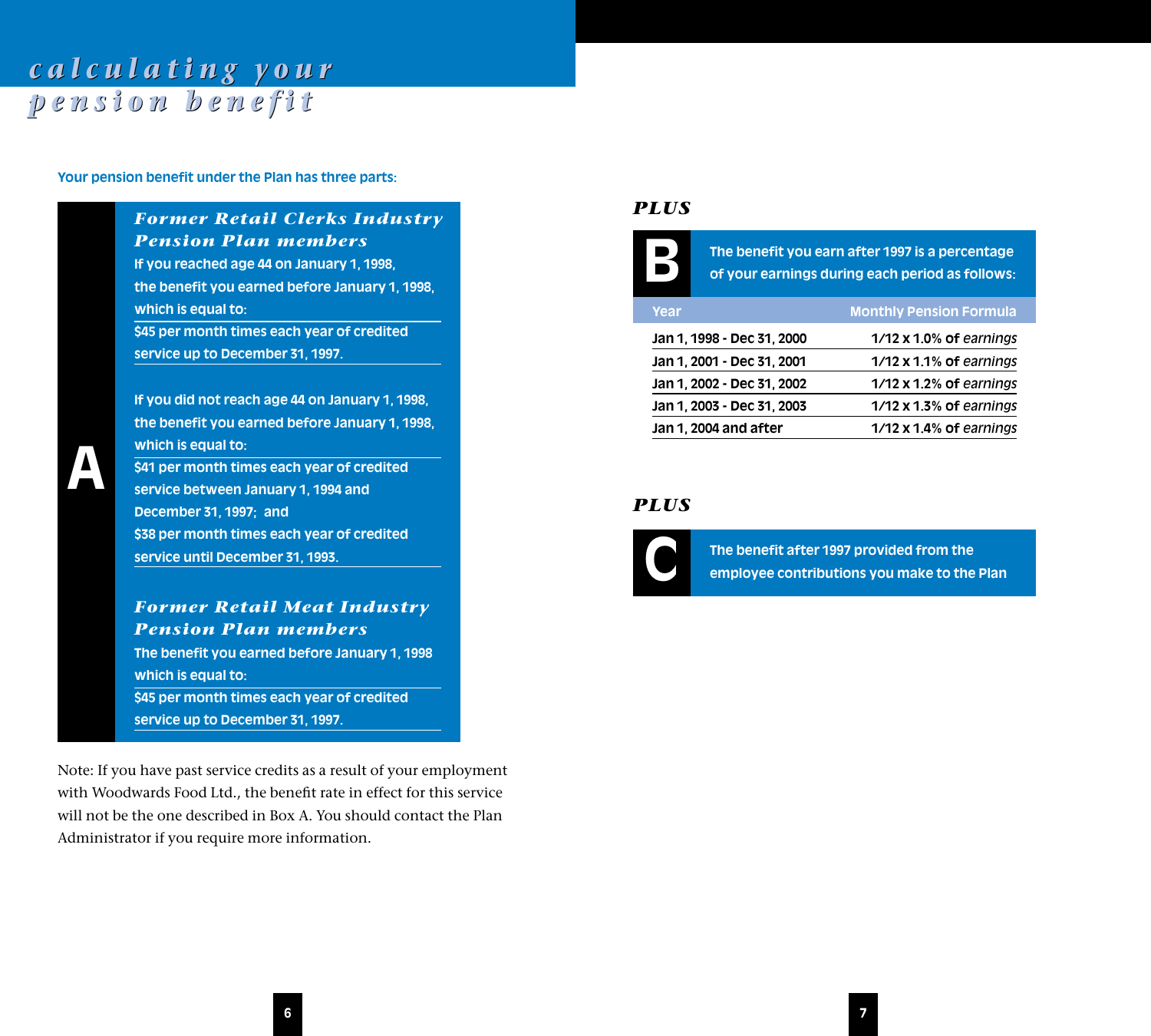# calculating your pension benefit

**Your pension benefit under the Plan has three parts:**

## A

### *Former Retail Clerks Industry Pension Plan members*

If you reached age 44 on January 1, 1998, the benefit you earned before January 1, 1998, which is equal to:

$45 per month times each year of credited service up to December 31, 1997.

If you did not reach age 44 on January 1, 1998, the benefit you earned before January 1, 1998, which is equal to:

$41 per month times each year of credited service between January 1, 1994 and December 31, 1997; and

$38 per month times each year of credited service until December 31, 1993.

### *Former Retail Meat Industry Pension Plan members*

The benefit you earned before January 1, 1998 which is equal to:

$45 per month times each year of credited service up to December 31, 1997.

Note: If you have past service credits as a result of your employment with Woodwards Food Ltd., the benefit rate in effect for this service will not be the one described in Box A. You should contact the Plan Administrator if you require more information.

***PLUS***

## B

The benefit you earn after 1997 is a percentage of your earnings during each period as follows:

| Year | Monthly Pension Formula |
|---|---|
| Jan 1, 1998 - Dec 31, 2000 | 1/12 x 1.0% of *earnings* |
| Jan 1, 2001 - Dec 31, 2001 | 1/12 x 1.1% of *earnings* |
| Jan 1, 2002 - Dec 31, 2002 | 1/12 x 1.2% of *earnings* |
| Jan 1, 2003 - Dec 31, 2003 | 1/12 x 1.3% of *earnings* |
| Jan 1, 2004 and after | 1/12 x 1.4% of *earnings* |

***PLUS***

## C

The benefit after 1997 provided from the employee contributions you make to the Plan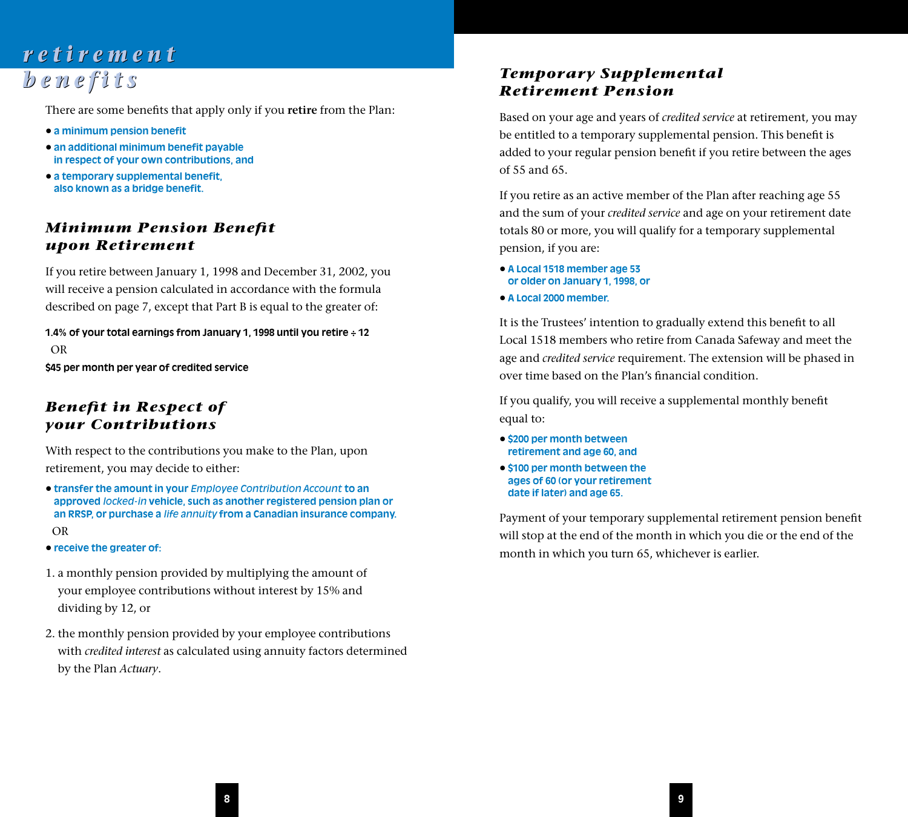# retirement benefits

There are some benefits that apply only if you **retire** from the Plan:

- a minimum pension benefit
- an additional minimum benefit payable in respect of your own contributions, and
- a temporary supplemental benefit, also known as a bridge benefit.

## *Minimum Pension Benefit upon Retirement*

If you retire between January 1, 1998 and December 31, 2002, you will receive a pension calculated in accordance with the formula described on page 7, except that Part B is equal to the greater of:

**1.4% of your total earnings from January 1, 1998 until you retire ÷ 12**

OR

**$45 per month per year of credited service**

## *Benefit in Respect of your Contributions*

With respect to the contributions you make to the Plan, upon retirement, you may decide to either:

- transfer the amount in your *Employee Contribution Account* to an approved *locked-in* vehicle, such as another registered pension plan or an RRSP, or purchase a *life annuity* from a Canadian insurance company.

OR

- receive the greater of:

1. a monthly pension provided by multiplying the amount of your employee contributions without interest by 15% and dividing by 12, or
2. the monthly pension provided by your employee contributions with *credited interest* as calculated using annuity factors determined by the Plan *Actuary*.

## *Temporary Supplemental Retirement Pension*

Based on your age and years of *credited service* at retirement, you may be entitled to a temporary supplemental pension. This benefit is added to your regular pension benefit if you retire between the ages of 55 and 65.

If you retire as an active member of the Plan after reaching age 55 and the sum of your *credited service* and age on your retirement date totals 80 or more, you will qualify for a temporary supplemental pension, if you are:

- A Local 1518 member age 53 or older on January 1, 1998, or
- A Local 2000 member.

It is the Trustees' intention to gradually extend this benefit to all Local 1518 members who retire from Canada Safeway and meet the age and *credited service* requirement. The extension will be phased in over time based on the Plan's financial condition.

If you qualify, you will receive a supplemental monthly benefit equal to:

- $200 per month between retirement and age 60, and
- $100 per month between the ages of 60 (or your retirement date if later) and age 65.

Payment of your temporary supplemental retirement pension benefit will stop at the end of the month in which you die or the end of the month in which you turn 65, whichever is earlier.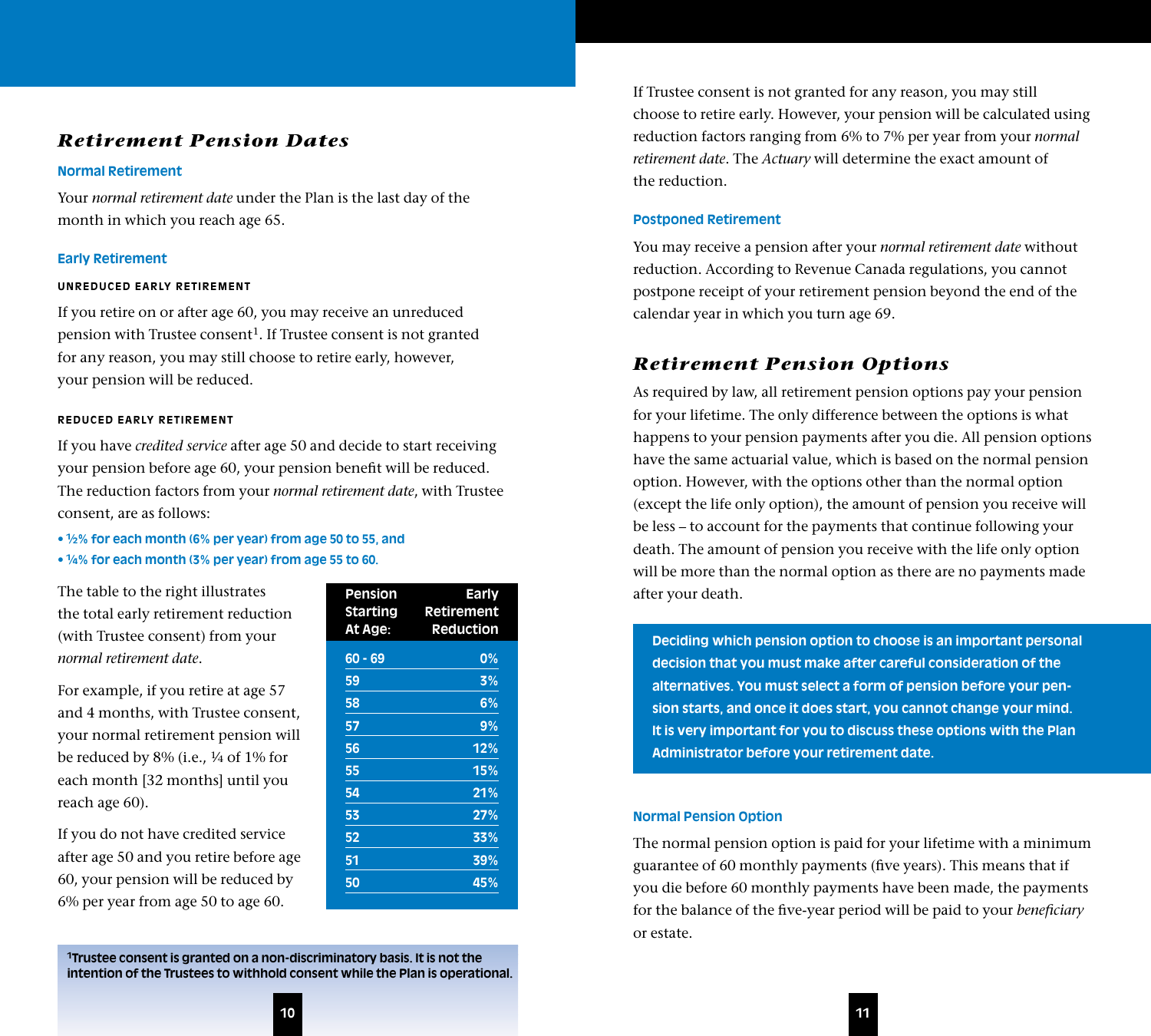## Retirement Pension Dates

### Normal Retirement

Your *normal retirement date* under the Plan is the last day of the month in which you reach age 65.

### Early Retirement

#### UNREDUCED EARLY RETIREMENT

If you retire on or after age 60, you may receive an unreduced pension with Trustee consent[1]. If Trustee consent is not granted for any reason, you may still choose to retire early, however, your pension will be reduced.

#### REDUCED EARLY RETIREMENT

If you have *credited service* after age 50 and decide to start receiving your pension before age 60, your pension benefit will be reduced. The reduction factors from your *normal retirement date*, with Trustee consent, are as follows:

- ½% for each month (6% per year) from age 50 to 55, and
- ¼% for each month (3% per year) from age 55 to 60.

The table to the right illustrates the total early retirement reduction (with Trustee consent) from your *normal retirement date*.

| Pension Starting At Age: | Early Retirement Reduction |
|---|---|
| 60 - 69 | 0% |
| 59 | 3% |
| 58 | 6% |
| 57 | 9% |
| 56 | 12% |
| 55 | 15% |
| 54 | 21% |
| 53 | 27% |
| 52 | 33% |
| 51 | 39% |
| 50 | 45% |

For example, if you retire at age 57 and 4 months, with Trustee consent, your normal retirement pension will be reduced by 8% (i.e., ¼ of 1% for each month [32 months] until you reach age 60).

If you do not have credited service after age 50 and you retire before age 60, your pension will be reduced by 6% per year from age 50 to age 60.

[1]Trustee consent is granted on a non-discriminatory basis. It is not the intention of the Trustees to withhold consent while the Plan is operational.

If Trustee consent is not granted for any reason, you may still choose to retire early. However, your pension will be calculated using reduction factors ranging from 6% to 7% per year from your *normal retirement date*. The *Actuary* will determine the exact amount of the reduction.

### Postponed Retirement

You may receive a pension after your *normal retirement date* without reduction. According to Revenue Canada regulations, you cannot postpone receipt of your retirement pension beyond the end of the calendar year in which you turn age 69.

## Retirement Pension Options

As required by law, all retirement pension options pay your pension for your lifetime. The only difference between the options is what happens to your pension payments after you die. All pension options have the same actuarial value, which is based on the normal pension option. However, with the options other than the normal option (except the life only option), the amount of pension you receive will be less – to account for the payments that continue following your death. The amount of pension you receive with the life only option will be more than the normal option as there are no payments made after your death.

**Deciding which pension option to choose is an important personal decision that you must make after careful consideration of the alternatives. You must select a form of pension before your pension starts, and once it does start, you cannot change your mind. It is very important for you to discuss these options with the Plan Administrator before your retirement date.**

### Normal Pension Option

The normal pension option is paid for your lifetime with a minimum guarantee of 60 monthly payments (five years). This means that if you die before 60 monthly payments have been made, the payments for the balance of the five-year period will be paid to your *beneficiary* or estate.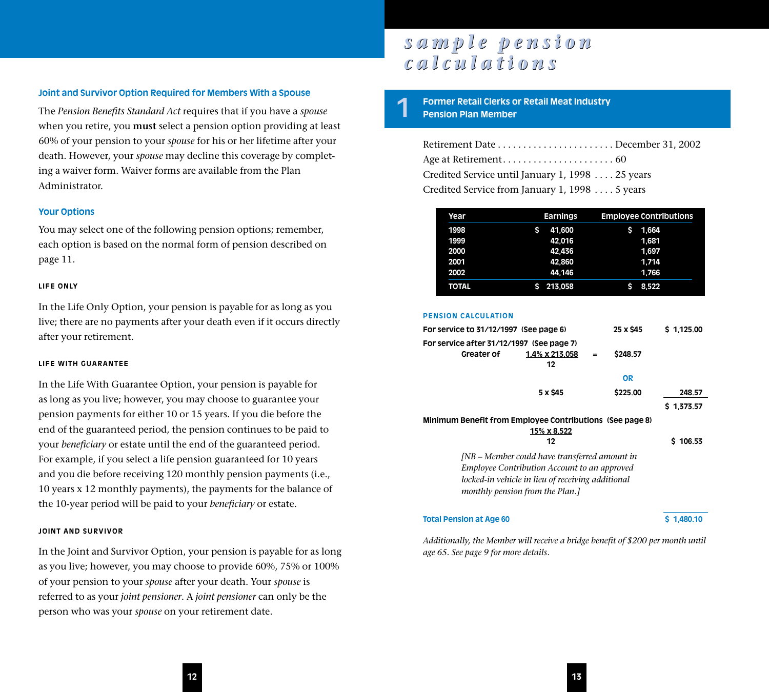### Joint and Survivor Option Required for Members With a Spouse

The *Pension Benefits Standard Act* requires that if you have a *spouse* when you retire, you **must** select a pension option providing at least 60% of your pension to your *spouse* for his or her lifetime after your death. However, your *spouse* may decline this coverage by completing a waiver form. Waiver forms are available from the Plan Administrator.

### Your Options

You may select one of the following pension options; remember, each option is based on the normal form of pension described on page 11.

#### LIFE ONLY

In the Life Only Option, your pension is payable for as long as you live; there are no payments after your death even if it occurs directly after your retirement.

#### LIFE WITH GUARANTEE

In the Life With Guarantee Option, your pension is payable for as long as you live; however, you may choose to guarantee your pension payments for either 10 or 15 years. If you die before the end of the guaranteed period, the pension continues to be paid to your *beneficiary* or estate until the end of the guaranteed period. For example, if you select a life pension guaranteed for 10 years and you die before receiving 120 monthly pension payments (i.e., 10 years x 12 monthly payments), the payments for the balance of the 10-year period will be paid to your *beneficiary* or estate.

#### JOINT AND SURVIVOR

In the Joint and Survivor Option, your pension is payable for as long as you live; however, you may choose to provide 60%, 75% or 100% of your pension to your *spouse* after your death. Your *spouse* is referred to as your *joint pensioner*. A *joint pensioner* can only be the person who was your *spouse* on your retirement date.

# sample pension calculations

## 1 Former Retail Clerks or Retail Meat Industry Pension Plan Member

Retirement Date . . . . . . . . . . . . . . . . . . . . . . December 31, 2002
Age at Retirement . . . . . . . . . . . . . . . . . . . . . . 60
Credited Service until January 1, 1998 . . . . 25 years
Credited Service from January 1, 1998 . . . . 5 years

| Year | Earnings | Employee Contributions |
|---|---|---|
| 1998 | $ 41,600 | $ 1,664 |
| 1999 | 42,016 | 1,681 |
| 2000 | 42,436 | 1,697 |
| 2001 | 42,860 | 1,714 |
| 2002 | 44,146 | 1,766 |
| TOTAL | $ 213,058 | $ 8,522 |

#### PENSION CALCULATION

For service to 31/12/1997 (See page 6) — 25 x $45 — $ 1,125.00

For service after 31/12/1997 (See page 7)

Greater of $\frac{1.4\% \times 213{,}058}{12}$ = $248.57

OR

5 x $45 — $225.00 — 248.57

$ 1,373.57

Minimum Benefit from Employee Contributions (See page 8)

$\frac{15\% \times 8{,}522}{12}$ — $ 106.53

*[NB – Member could have transferred amount in Employee Contribution Account to an approved locked-in vehicle in lieu of receiving additional monthly pension from the Plan.]*

**Total Pension at Age 60** — **$ 1,480.10**

*Additionally, the Member will receive a bridge benefit of $200 per month until age 65. See page 9 for more details.*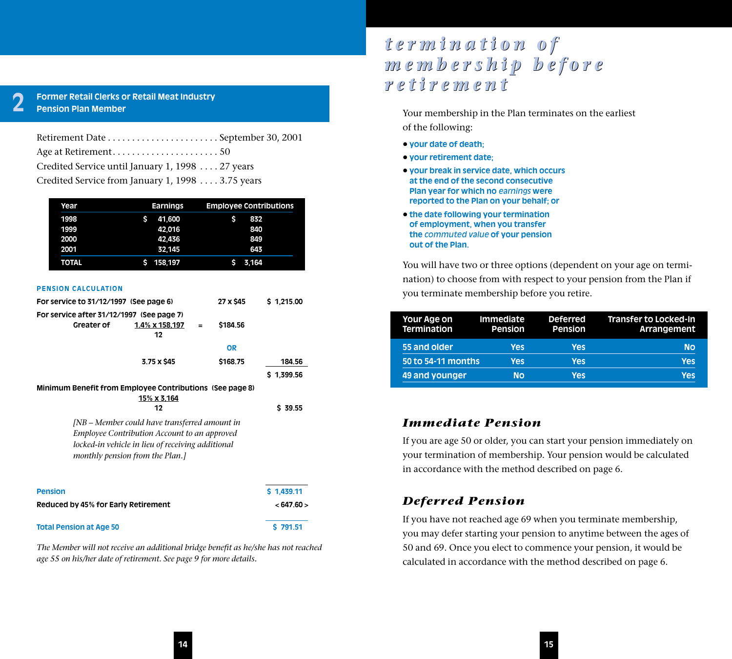## 2 Former Retail Clerks or Retail Meat Industry Pension Plan Member

Retirement Date . . . . . . . . . . . . . . . . . . . . . . . September 30, 2001
Age at Retirement . . . . . . . . . . . . . . . . . . . . . . 50
Credited Service until January 1, 1998 . . . . 27 years
Credited Service from January 1, 1998 . . . . 3.75 years

| Year | Earnings | Employee Contributions |
|---|---|---|
| 1998 | $ 41,600 | $ 832 |
| 1999 | 42,016 | 840 |
| 2000 | 42,436 | 849 |
| 2001 | 32,145 | 643 |
| **TOTAL** | **$ 158,197** | **$ 3,164** |

**PENSION CALCULATION**

| | | | |
|---|---|---|---|
| For service to 31/12/1997 (See page 6) | | 27 x $45 | $ 1,215.00 |
| For service after 31/12/1997 (See page 7) Greater of | $\frac{1.4\% \times 158{,}197}{12}$ = | $184.56 | |
| | | OR | |
| | 3.75 x $45 | $168.75 | 184.56 |
| | | | $ 1,399.56 |
| Minimum Benefit from Employee Contributions (See page 8) | $\frac{15\% \times 3{,}164}{12}$ | | $ 39.55 |

*[NB – Member could have transferred amount in Employee Contribution Account to an approved locked-in vehicle in lieu of receiving additional monthly pension from the Plan.]*

| | |
|---|---|
| Pension | $ 1,439.11 |
| Reduced by 45% for Early Retirement | < 647.60 > |
| **Total Pension at Age 50** | **$ 791.51** |

*The Member will not receive an additional bridge benefit as he/she has not reached age 55 on his/her date of retirement. See page 9 for more details.*

# termination of membership before retirement

Your membership in the Plan terminates on the earliest of the following:

- your date of death;
- your retirement date;
- your break in service date, which occurs at the end of the second consecutive Plan year for which no *earnings* were reported to the Plan on your behalf; or
- the date following your termination of employment, when you transfer the *commuted value* of your pension out of the Plan.

You will have two or three options (dependent on your age on termination) to choose from with respect to your pension from the Plan if you terminate membership before you retire.

| Your Age on Termination | Immediate Pension | Deferred Pension | Transfer to Locked-In Arrangement |
|---|---|---|---|
| 55 and older | Yes | Yes | No |
| 50 to 54-11 months | Yes | Yes | Yes |
| 49 and younger | No | Yes | Yes |

### Immediate Pension

If you are age 50 or older, you can start your pension immediately on your termination of membership. Your pension would be calculated in accordance with the method described on page 6.

### Deferred Pension

If you have not reached age 69 when you terminate membership, you may defer starting your pension to anytime between the ages of 50 and 69. Once you elect to commence your pension, it would be calculated in accordance with the method described on page 6.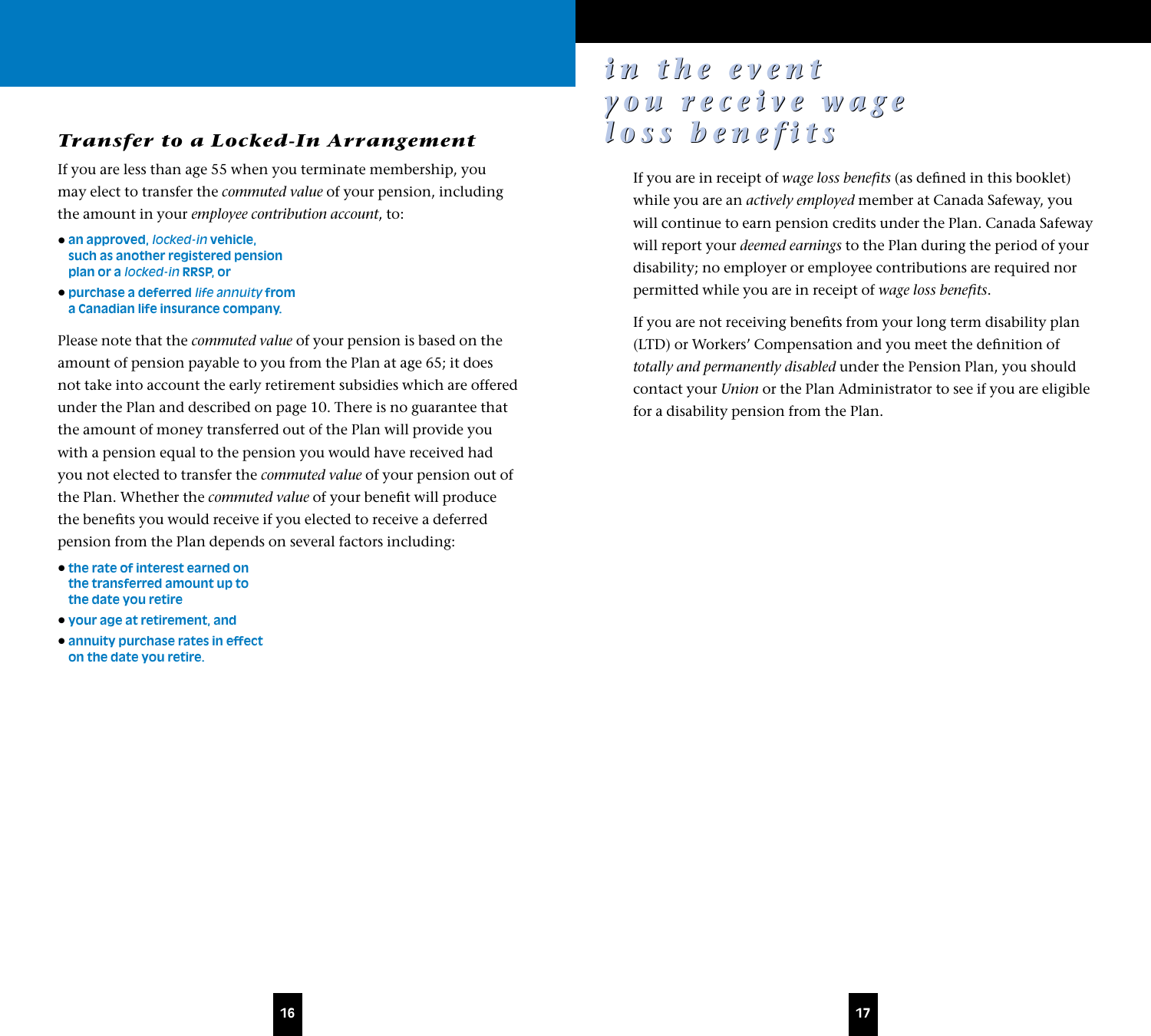### *Transfer to a Locked-In Arrangement*

If you are less than age 55 when you terminate membership, you may elect to transfer the *commuted value* of your pension, including the amount in your *employee contribution account*, to:

- an approved, *locked-in* vehicle, such as another registered pension plan or a *locked-in* RRSP, or
- purchase a deferred *life annuity* from a Canadian life insurance company.

Please note that the *commuted value* of your pension is based on the amount of pension payable to you from the Plan at age 65; it does not take into account the early retirement subsidies which are offered under the Plan and described on page 10. There is no guarantee that the amount of money transferred out of the Plan will provide you with a pension equal to the pension you would have received had you not elected to transfer the *commuted value* of your pension out of the Plan. Whether the *commuted value* of your benefit will produce the benefits you would receive if you elected to receive a deferred pension from the Plan depends on several factors including:

- the rate of interest earned on the transferred amount up to the date you retire
- your age at retirement, and
- annuity purchase rates in effect on the date you retire.

## *in the event you receive wage loss benefits*

If you are in receipt of *wage loss benefits* (as defined in this booklet) while you are an *actively employed* member at Canada Safeway, you will continue to earn pension credits under the Plan. Canada Safeway will report your *deemed earnings* to the Plan during the period of your disability; no employer or employee contributions are required nor permitted while you are in receipt of *wage loss benefits*.

If you are not receiving benefits from your long term disability plan (LTD) or Workers' Compensation and you meet the definition of *totally and permanently disabled* under the Pension Plan, you should contact your *Union* or the Plan Administrator to see if you are eligible for a disability pension from the Plan.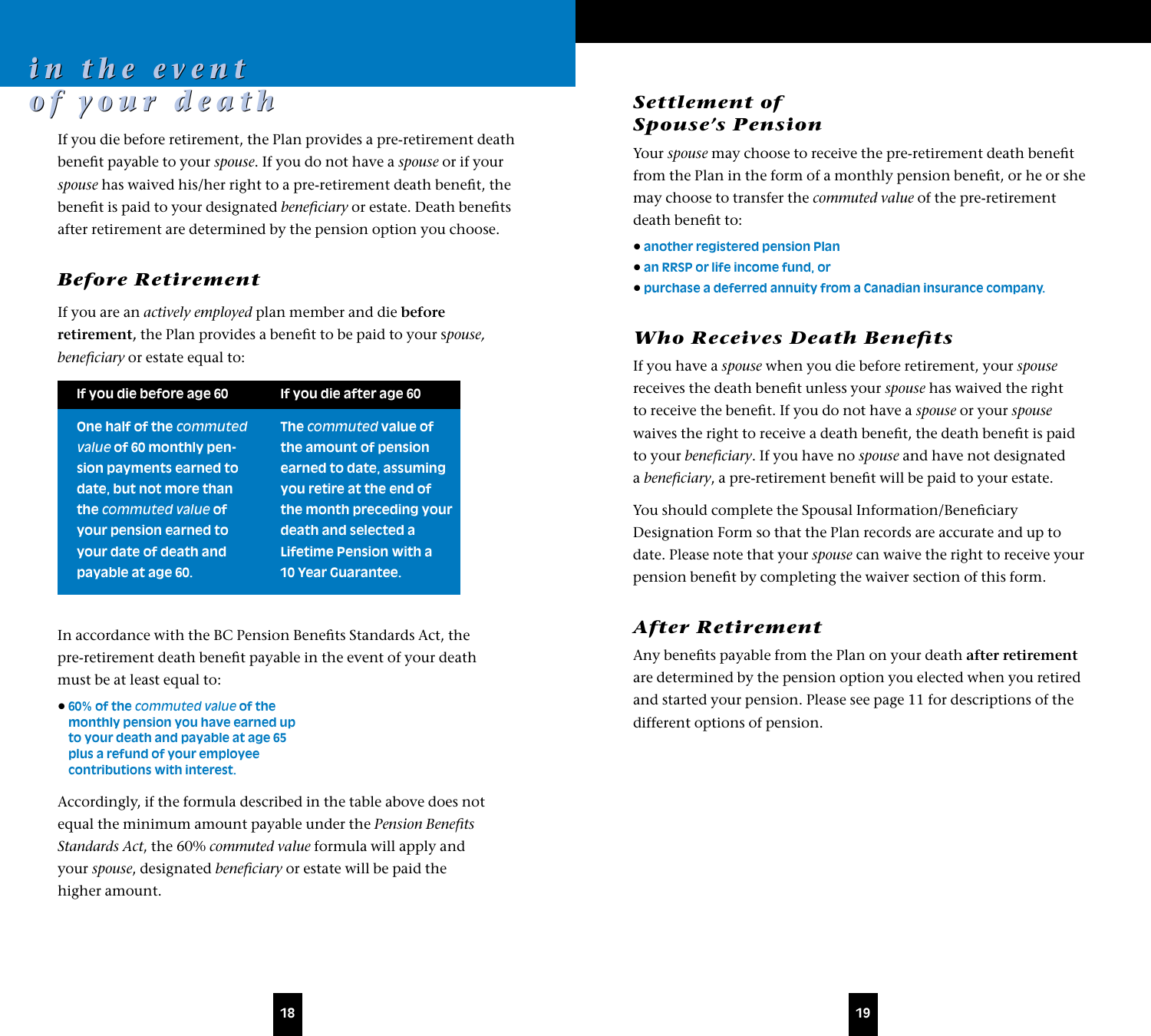# in the event of your death

If you die before retirement, the Plan provides a pre-retirement death benefit payable to your *spouse*. If you do not have a *spouse* or if your *spouse* has waived his/her right to a pre-retirement death benefit, the benefit is paid to your designated *beneficiary* or estate. Death benefits after retirement are determined by the pension option you choose.

## Before Retirement

If you are an *actively employed* plan member and die **before retirement**, the Plan provides a benefit to be paid to your *spouse, beneficiary* or estate equal to:

| If you die before age 60 | If you die after age 60 |
|---|---|
| One half of the *commuted value* of 60 monthly pension payments earned to date, but not more than the *commuted value* of your pension earned to your date of death and payable at age 60. | The *commuted* value of the amount of pension earned to date, assuming you retire at the end of the month preceding your death and selected a Lifetime Pension with a 10 Year Guarantee. |

In accordance with the BC Pension Benefits Standards Act, the pre-retirement death benefit payable in the event of your death must be at least equal to:

- 60% of the *commuted value* of the monthly pension you have earned up to your death and payable at age 65 plus a refund of your employee contributions with interest.

Accordingly, if the formula described in the table above does not equal the minimum amount payable under the *Pension Benefits Standards Act*, the 60% *commuted value* formula will apply and your *spouse*, designated *beneficiary* or estate will be paid the higher amount.

## Settlement of Spouse's Pension

Your *spouse* may choose to receive the pre-retirement death benefit from the Plan in the form of a monthly pension benefit, or he or she may choose to transfer the *commuted value* of the pre-retirement death benefit to:

- another registered pension Plan
- an RRSP or life income fund, or
- purchase a deferred annuity from a Canadian insurance company.

## Who Receives Death Benefits

If you have a *spouse* when you die before retirement, your *spouse* receives the death benefit unless your *spouse* has waived the right to receive the benefit. If you do not have a *spouse* or your *spouse* waives the right to receive a death benefit, the death benefit is paid to your *beneficiary*. If you have no *spouse* and have not designated a *beneficiary*, a pre-retirement benefit will be paid to your estate.

You should complete the Spousal Information/Beneficiary Designation Form so that the Plan records are accurate and up to date. Please note that your *spouse* can waive the right to receive your pension benefit by completing the waiver section of this form.

## After Retirement

Any benefits payable from the Plan on your death **after retirement** are determined by the pension option you elected when you retired and started your pension. Please see page 11 for descriptions of the different options of pension.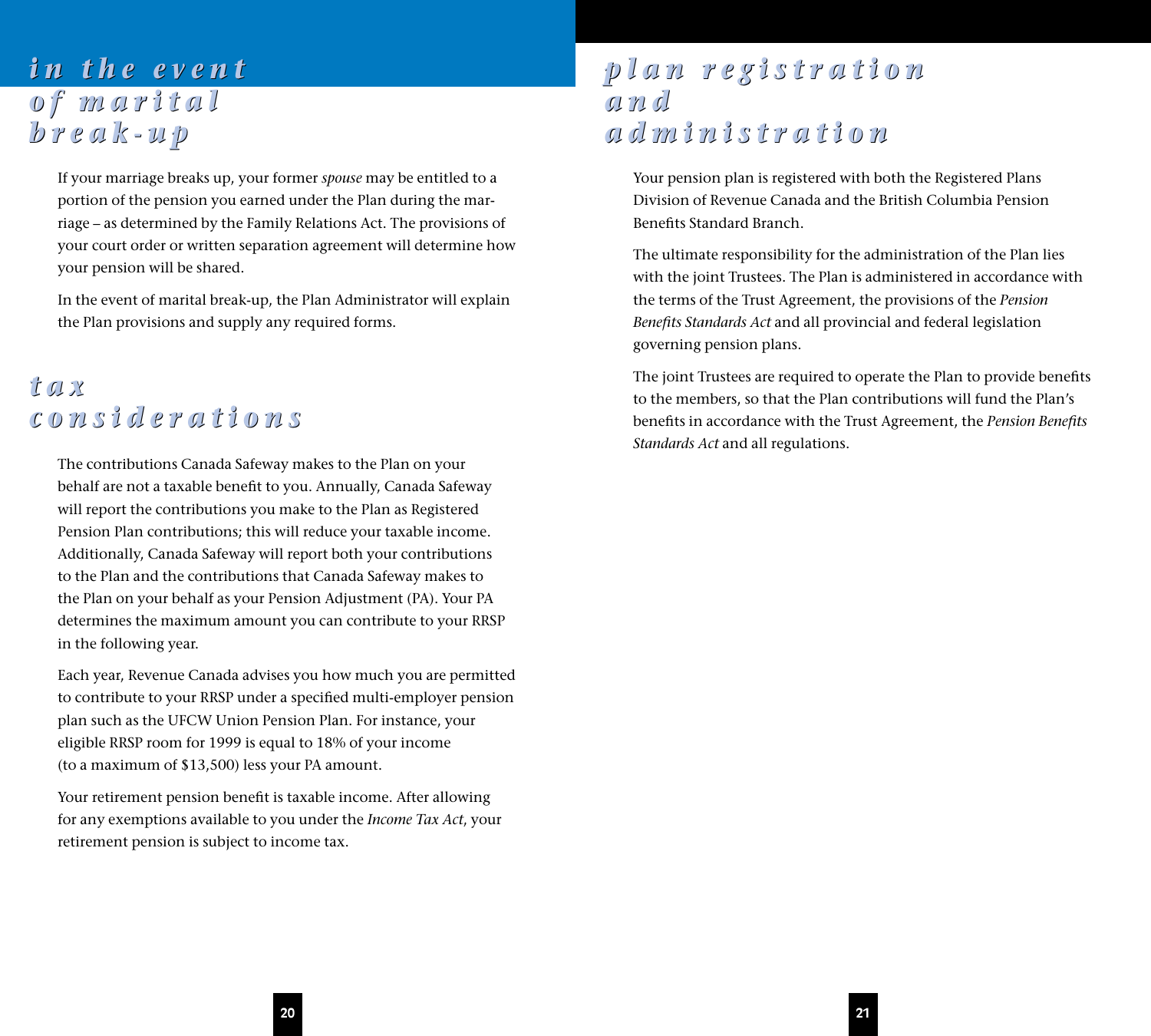# in the event of marital break-up

If your marriage breaks up, your former *spouse* may be entitled to a portion of the pension you earned under the Plan during the marriage – as determined by the Family Relations Act. The provisions of your court order or written separation agreement will determine how your pension will be shared.

In the event of marital break-up, the Plan Administrator will explain the Plan provisions and supply any required forms.

# tax considerations

The contributions Canada Safeway makes to the Plan on your behalf are not a taxable benefit to you. Annually, Canada Safeway will report the contributions you make to the Plan as Registered Pension Plan contributions; this will reduce your taxable income. Additionally, Canada Safeway will report both your contributions to the Plan and the contributions that Canada Safeway makes to the Plan on your behalf as your Pension Adjustment (PA). Your PA determines the maximum amount you can contribute to your RRSP in the following year.

Each year, Revenue Canada advises you how much you are permitted to contribute to your RRSP under a specified multi-employer pension plan such as the UFCW Union Pension Plan. For instance, your eligible RRSP room for 1999 is equal to 18% of your income (to a maximum of $13,500) less your PA amount.

Your retirement pension benefit is taxable income. After allowing for any exemptions available to you under the *Income Tax Act*, your retirement pension is subject to income tax.

# plan registration and administration

Your pension plan is registered with both the Registered Plans Division of Revenue Canada and the British Columbia Pension Benefits Standard Branch.

The ultimate responsibility for the administration of the Plan lies with the joint Trustees. The Plan is administered in accordance with the terms of the Trust Agreement, the provisions of the *Pension Benefits Standards Act* and all provincial and federal legislation governing pension plans.

The joint Trustees are required to operate the Plan to provide benefits to the members, so that the Plan contributions will fund the Plan's benefits in accordance with the Trust Agreement, the *Pension Benefits Standards Act* and all regulations.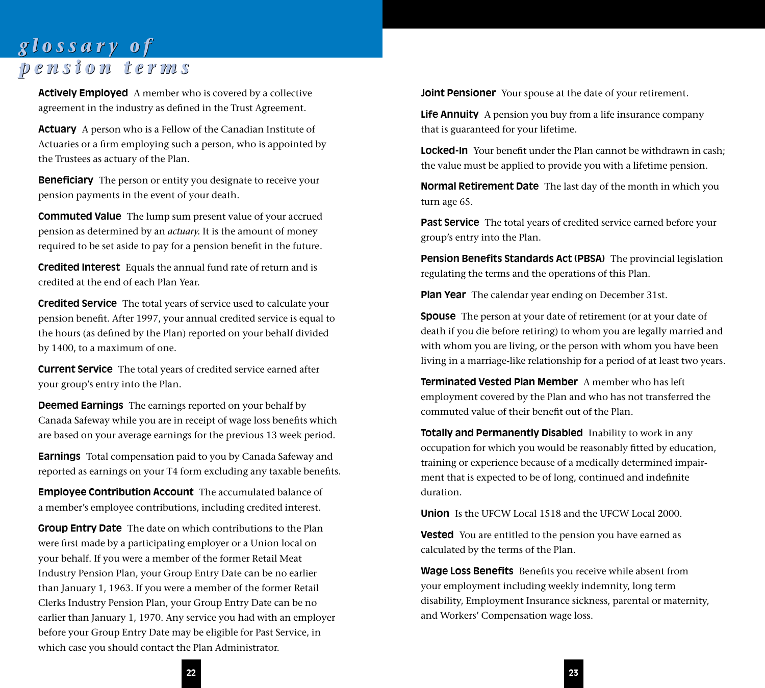# glossary of pension terms

**Actively Employed** A member who is covered by a collective agreement in the industry as defined in the Trust Agreement.

**Actuary** A person who is a Fellow of the Canadian Institute of Actuaries or a firm employing such a person, who is appointed by the Trustees as actuary of the Plan.

**Beneficiary** The person or entity you designate to receive your pension payments in the event of your death.

**Commuted Value** The lump sum present value of your accrued pension as determined by an *actuary.* It is the amount of money required to be set aside to pay for a pension benefit in the future.

**Credited Interest** Equals the annual fund rate of return and is credited at the end of each Plan Year.

**Credited Service** The total years of service used to calculate your pension benefit. After 1997, your annual credited service is equal to the hours (as defined by the Plan) reported on your behalf divided by 1400, to a maximum of one.

**Current Service** The total years of credited service earned after your group's entry into the Plan.

**Deemed Earnings** The earnings reported on your behalf by Canada Safeway while you are in receipt of wage loss benefits which are based on your average earnings for the previous 13 week period.

**Earnings** Total compensation paid to you by Canada Safeway and reported as earnings on your T4 form excluding any taxable benefits.

**Employee Contribution Account** The accumulated balance of a member's employee contributions, including credited interest.

**Group Entry Date** The date on which contributions to the Plan were first made by a participating employer or a Union local on your behalf. If you were a member of the former Retail Meat Industry Pension Plan, your Group Entry Date can be no earlier than January 1, 1963. If you were a member of the former Retail Clerks Industry Pension Plan, your Group Entry Date can be no earlier than January 1, 1970. Any service you had with an employer before your Group Entry Date may be eligible for Past Service, in which case you should contact the Plan Administrator.

**Joint Pensioner** Your spouse at the date of your retirement.

**Life Annuity** A pension you buy from a life insurance company that is guaranteed for your lifetime.

**Locked-In** Your benefit under the Plan cannot be withdrawn in cash; the value must be applied to provide you with a lifetime pension.

**Normal Retirement Date** The last day of the month in which you turn age 65.

**Past Service** The total years of credited service earned before your group's entry into the Plan.

**Pension Benefits Standards Act (PBSA)** The provincial legislation regulating the terms and the operations of this Plan.

**Plan Year** The calendar year ending on December 31st.

**Spouse** The person at your date of retirement (or at your date of death if you die before retiring) to whom you are legally married and with whom you are living, or the person with whom you have been living in a marriage-like relationship for a period of at least two years.

**Terminated Vested Plan Member** A member who has left employment covered by the Plan and who has not transferred the commuted value of their benefit out of the Plan.

**Totally and Permanently Disabled** Inability to work in any occupation for which you would be reasonably fitted by education, training or experience because of a medically determined impairment that is expected to be of long, continued and indefinite duration.

**Union** Is the UFCW Local 1518 and the UFCW Local 2000.

**Vested** You are entitled to the pension you have earned as calculated by the terms of the Plan.

**Wage Loss Benefits** Benefits you receive while absent from your employment including weekly indemnity, long term disability, Employment Insurance sickness, parental or maternity, and Workers' Compensation wage loss.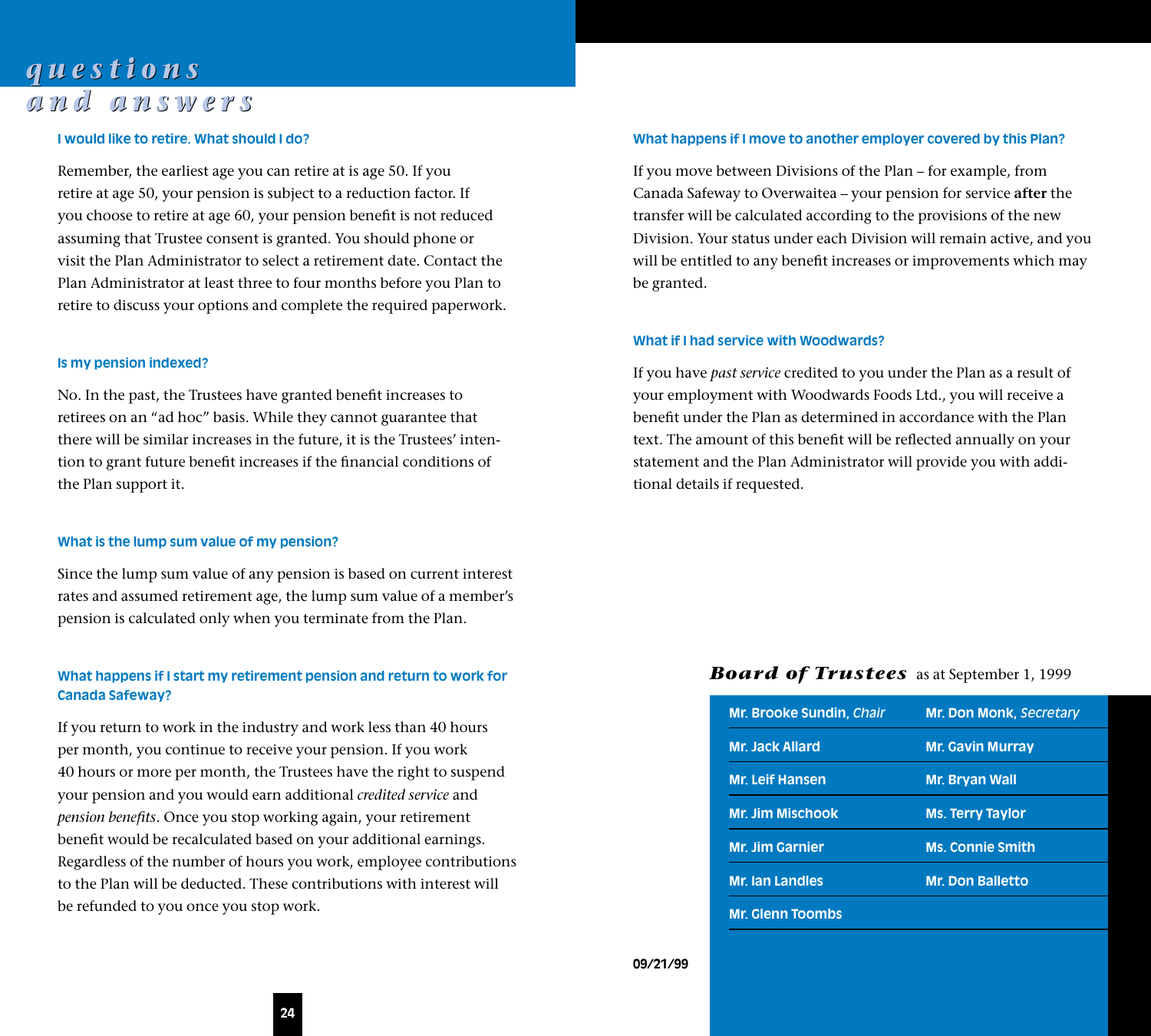# questions and answers

### I would like to retire. What should I do?

Remember, the earliest age you can retire at is age 50. If you retire at age 50, your pension is subject to a reduction factor. If you choose to retire at age 60, your pension benefit is not reduced assuming that Trustee consent is granted. You should phone or visit the Plan Administrator to select a retirement date. Contact the Plan Administrator at least three to four months before you Plan to retire to discuss your options and complete the required paperwork.

### Is my pension indexed?

No. In the past, the Trustees have granted benefit increases to retirees on an "ad hoc" basis. While they cannot guarantee that there will be similar increases in the future, it is the Trustees' intention to grant future benefit increases if the financial conditions of the Plan support it.

### What is the lump sum value of my pension?

Since the lump sum value of any pension is based on current interest rates and assumed retirement age, the lump sum value of a member's pension is calculated only when you terminate from the Plan.

### What happens if I start my retirement pension and return to work for Canada Safeway?

If you return to work in the industry and work less than 40 hours per month, you continue to receive your pension. If you work 40 hours or more per month, the Trustees have the right to suspend your pension and you would earn additional *credited service* and *pension benefits*. Once you stop working again, your retirement benefit would be recalculated based on your additional earnings. Regardless of the number of hours you work, employee contributions to the Plan will be deducted. These contributions with interest will be refunded to you once you stop work.

### What happens if I move to another employer covered by this Plan?

If you move between Divisions of the Plan – for example, from Canada Safeway to Overwaitea – your pension for service **after** the transfer will be calculated according to the provisions of the new Division. Your status under each Division will remain active, and you will be entitled to any benefit increases or improvements which may be granted.

### What if I had service with Woodwards?

If you have *past service* credited to you under the Plan as a result of your employment with Woodwards Foods Ltd., you will receive a benefit under the Plan as determined in accordance with the Plan text. The amount of this benefit will be reflected annually on your statement and the Plan Administrator will provide you with additional details if requested.

## *Board of Trustees* as at September 1, 1999

| | |
|---|---|
| Mr. Brooke Sundin, *Chair* | Mr. Don Monk, *Secretary* |
| Mr. Jack Allard | Mr. Gavin Murray |
| Mr. Leif Hansen | Mr. Bryan Wall |
| Mr. Jim Mischook | Ms. Terry Taylor |
| Mr. Jim Garnier | Ms. Connie Smith |
| Mr. Ian Landles | Mr. Don Balletto |
| Mr. Glenn Toombs | |

09/21/99